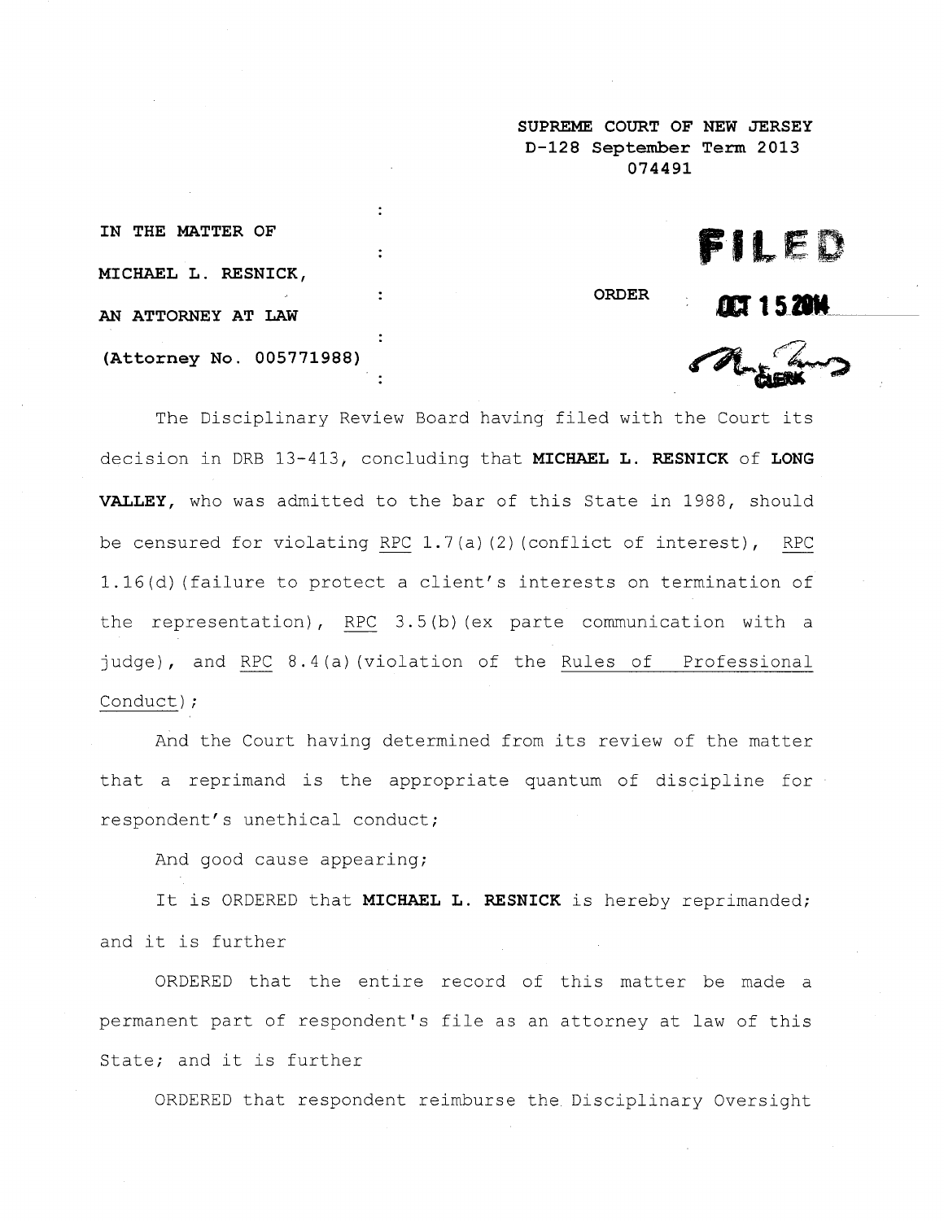SUPREME COURT OF NEW JERSEY
D-128 September Term 2013
074491

IN THE MATTER OF

MICHAEL L. RESNICK,

AN ATTORNEY AT LAW

(Attorney No. 005771988)

ORDER

FILED

OCT 15 2014

CLERK

The Disciplinary Review Board having filed with the Court its decision in DRB 13-413, concluding that **MICHAEL L. RESNICK** of **LONG VALLEY**, who was admitted to the bar of this State in 1988, should be censured for violating RPC 1.7(a)(2)(conflict of interest), RPC 1.16(d)(failure to protect a client's interests on termination of the representation), RPC 3.5(b)(ex parte communication with a judge), and RPC 8.4(a)(violation of the Rules of Professional Conduct);

And the Court having determined from its review of the matter that a reprimand is the appropriate quantum of discipline for respondent's unethical conduct;

And good cause appearing;

It is ORDERED that **MICHAEL L. RESNICK** is hereby reprimanded; and it is further

ORDERED that the entire record of this matter be made a permanent part of respondent's file as an attorney at law of this State; and it is further

ORDERED that respondent reimburse the Disciplinary Oversight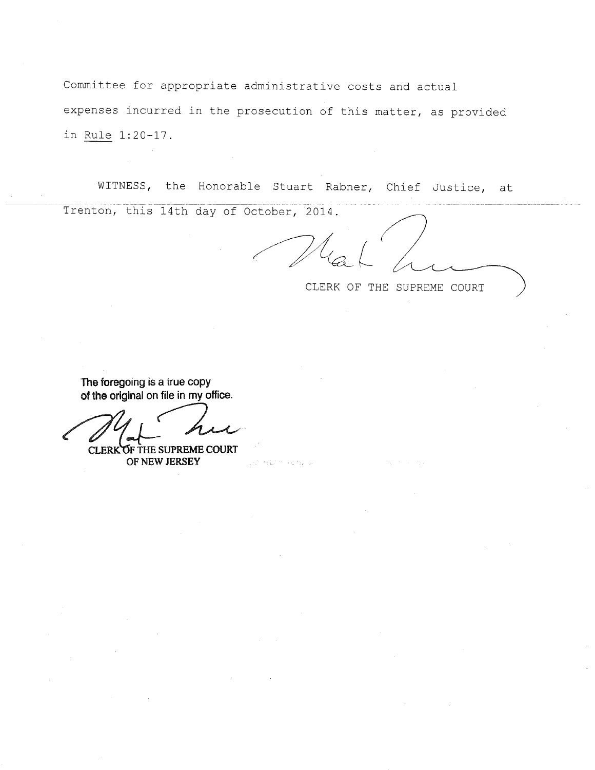Committee for appropriate administrative costs and actual expenses incurred in the prosecution of this matter, as provided in Rule 1:20-17.

WITNESS, the Honorable Stuart Rabner, Chief Justice, at Trenton, this 14th day of October, 2014.

CLERK OF THE SUPREME COURT

**The foregoing is a true copy of the original on file in my office.**

**CLERK OF THE SUPREME COURT OF NEW JERSEY**